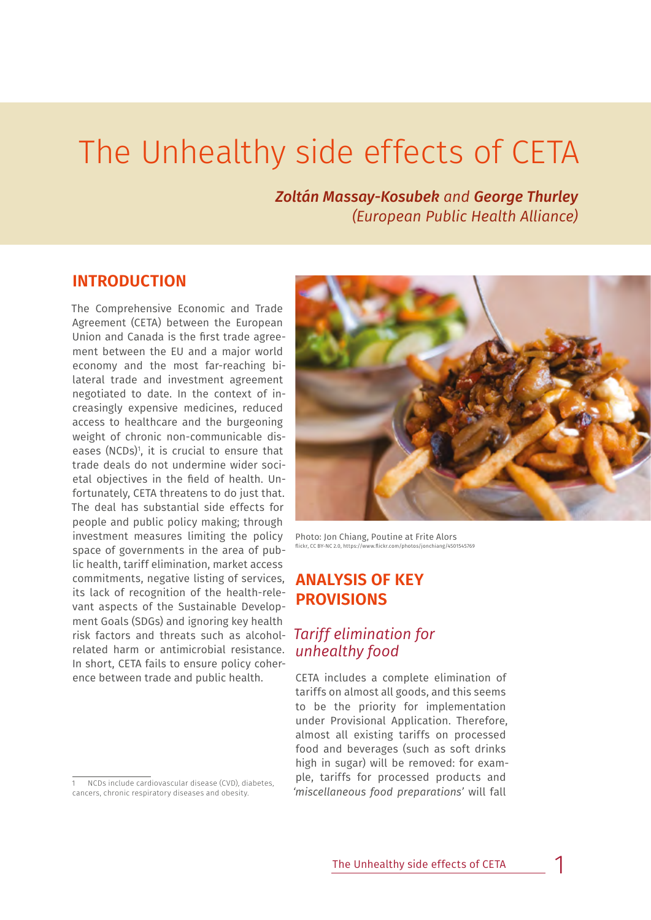# The Unhealthy side effects of CETA

***Zoltán Massay-Kosubek*** *and* ***George Thurley***
*(European Public Health Alliance)*

## INTRODUCTION

The Comprehensive Economic and Trade Agreement (CETA) between the European Union and Canada is the first trade agreement between the EU and a major world economy and the most far-reaching bilateral trade and investment agreement negotiated to date. In the context of increasingly expensive medicines, reduced access to healthcare and the burgeoning weight of chronic non-communicable diseases (NCDs)[1], it is crucial to ensure that trade deals do not undermine wider societal objectives in the field of health. Unfortunately, CETA threatens to do just that. The deal has substantial side effects for people and public policy making; through investment measures limiting the policy space of governments in the area of public health, tariff elimination, market access commitments, negative listing of services, its lack of recognition of the health-relevant aspects of the Sustainable Development Goals (SDGs) and ignoring key health risk factors and threats such as alcohol-related harm or antimicrobial resistance. In short, CETA fails to ensure policy coherence between trade and public health.

1 NCDs include cardiovascular disease (CVD), diabetes, cancers, chronic respiratory diseases and obesity.

Photo: Jon Chiang, Poutine at Frite Alors
flickr, CC BY-NC 2.0, https://www.flickr.com/photos/jonchiang/4501545769

## ANALYSIS OF KEY PROVISIONS

### *Tariff elimination for unhealthy food*

CETA includes a complete elimination of tariffs on almost all goods, and this seems to be the priority for implementation under Provisional Application. Therefore, almost all existing tariffs on processed food and beverages (such as soft drinks high in sugar) will be removed: for example, tariffs for processed products and *'miscellaneous food preparations'* will fall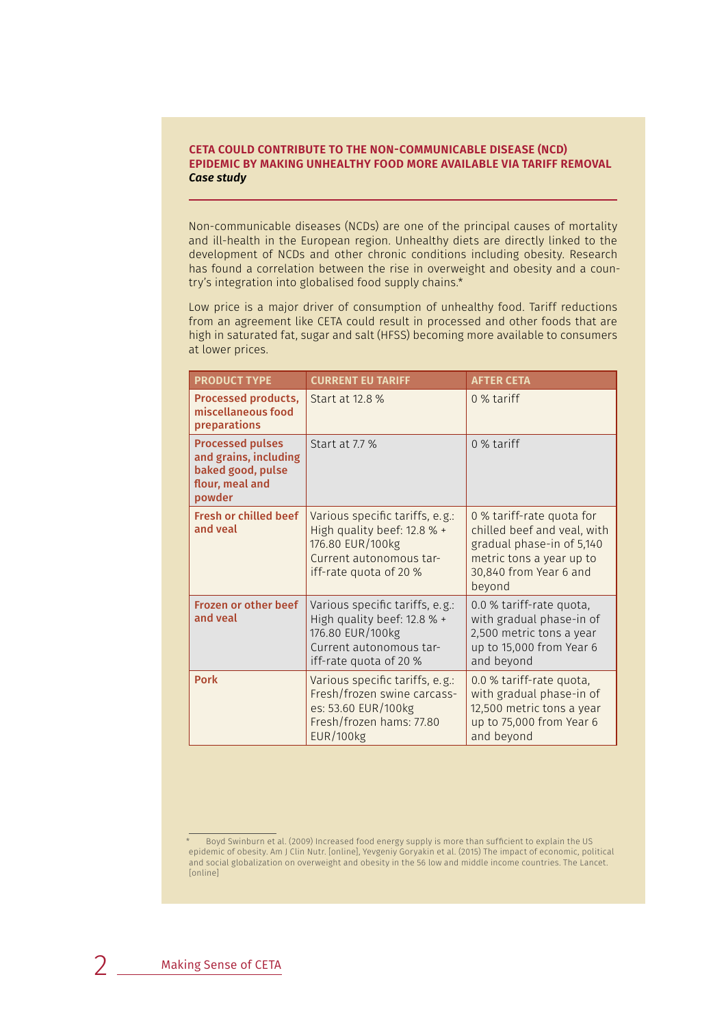## CETA COULD CONTRIBUTE TO THE NON-COMMUNICABLE DISEASE (NCD) EPIDEMIC BY MAKING UNHEALTHY FOOD MORE AVAILABLE VIA TARIFF REMOVAL

***Case study***

Non-communicable diseases (NCDs) are one of the principal causes of mortality and ill-health in the European region. Unhealthy diets are directly linked to the development of NCDs and other chronic conditions including obesity. Research has found a correlation between the rise in overweight and obesity and a country's integration into globalised food supply chains.*

Low price is a major driver of consumption of unhealthy food. Tariff reductions from an agreement like CETA could result in processed and other foods that are high in saturated fat, sugar and salt (HFSS) becoming more available to consumers at lower prices.

| PRODUCT TYPE | CURRENT EU TARIFF | AFTER CETA |
|---|---|---|
| **Processed products, miscellaneous food preparations** | Start at 12.8 % | 0 % tariff |
| **Processed pulses and grains, including baked good, pulse flour, meal and powder** | Start at 7.7 % | 0 % tariff |
| **Fresh or chilled beef and veal** | Various specific tariffs, e.g.: High quality beef: 12.8 % + 176.80 EUR/100kg Current autonomous tariff-rate quota of 20 % | 0 % tariff-rate quota for chilled beef and veal, with gradual phase-in of 5,140 metric tons a year up to 30,840 from Year 6 and beyond |
| **Frozen or other beef and veal** | Various specific tariffs, e.g.: High quality beef: 12.8 % + 176.80 EUR/100kg Current autonomous tariff-rate quota of 20 % | 0.0 % tariff-rate quota, with gradual phase-in of 2,500 metric tons a year up to 15,000 from Year 6 and beyond |
| **Pork** | Various specific tariffs, e.g.: Fresh/frozen swine carcasses: 53.60 EUR/100kg Fresh/frozen hams: 77.80 EUR/100kg | 0.0 % tariff-rate quota, with gradual phase-in of 12,500 metric tons a year up to 75,000 from Year 6 and beyond |

\* Boyd Swinburn et al. (2009) Increased food energy supply is more than sufficient to explain the US epidemic of obesity. Am J Clin Nutr. [online], Yevgeniy Goryakin et al. (2015) The impact of economic, political and social globalization on overweight and obesity in the 56 low and middle income countries. The Lancet. [online]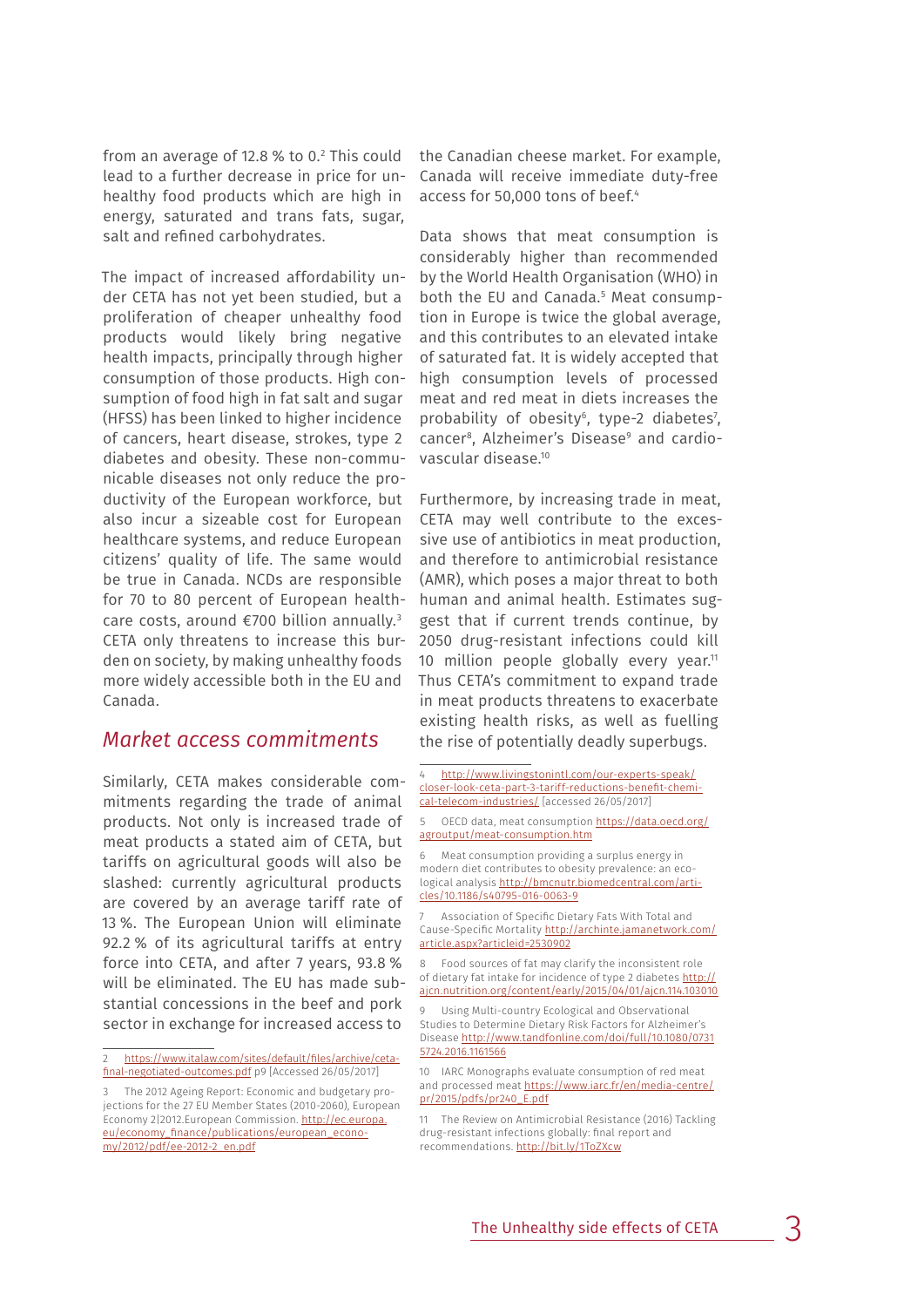from an average of 12.8 % to 0.[2] This could lead to a further decrease in price for unhealthy food products which are high in energy, saturated and trans fats, sugar, salt and refined carbohydrates.

The impact of increased affordability under CETA has not yet been studied, but a proliferation of cheaper unhealthy food products would likely bring negative health impacts, principally through higher consumption of those products. High consumption of food high in fat salt and sugar (HFSS) has been linked to higher incidence of cancers, heart disease, strokes, type 2 diabetes and obesity. These non-communicable diseases not only reduce the productivity of the European workforce, but also incur a sizeable cost for European healthcare systems, and reduce European citizens' quality of life. The same would be true in Canada. NCDs are responsible for 70 to 80 percent of European healthcare costs, around €700 billion annually.[3] CETA only threatens to increase this burden on society, by making unhealthy foods more widely accessible both in the EU and Canada.

## *Market access commitments*

Similarly, CETA makes considerable commitments regarding the trade of animal products. Not only is increased trade of meat products a stated aim of CETA, but tariffs on agricultural goods will also be slashed: currently agricultural products are covered by an average tariff rate of 13 %. The European Union will eliminate 92.2 % of its agricultural tariffs at entry force into CETA, and after 7 years, 93.8 % will be eliminated. The EU has made substantial concessions in the beef and pork sector in exchange for increased access to the Canadian cheese market. For example, Canada will receive immediate duty-free access for 50,000 tons of beef.[4]

Data shows that meat consumption is considerably higher than recommended by the World Health Organisation (WHO) in both the EU and Canada.[5] Meat consumption in Europe is twice the global average, and this contributes to an elevated intake of saturated fat. It is widely accepted that high consumption levels of processed meat and red meat in diets increases the probability of obesity[6], type-2 diabetes[7], cancer[8], Alzheimer's Disease[9] and cardiovascular disease.[10]

Furthermore, by increasing trade in meat, CETA may well contribute to the excessive use of antibiotics in meat production, and therefore to antimicrobial resistance (AMR), which poses a major threat to both human and animal health. Estimates suggest that if current trends continue, by 2050 drug-resistant infections could kill 10 million people globally every year.[11] Thus CETA's commitment to expand trade in meat products threatens to exacerbate existing health risks, as well as fuelling the rise of potentially deadly superbugs.

---

2 https://www.italaw.com/sites/default/files/archive/ceta-final-negotiated-outcomes.pdf p9 [Accessed 26/05/2017]

3 The 2012 Ageing Report: Economic and budgetary projections for the 27 EU Member States (2010-2060), European Economy 2|2012.European Commission. http://ec.europa.eu/economy_finance/publications/european_economy/2012/pdf/ee-2012-2_en.pdf

4 http://www.livingstonintl.com/our-experts-speak/closer-look-ceta-part-3-tariff-reductions-benefit-chemical-telecom-industries/ [accessed 26/05/2017]

5 OECD data, meat consumption https://data.oecd.org/agroutput/meat-consumption.htm

6 Meat consumption providing a surplus energy in modern diet contributes to obesity prevalence: an ecological analysis http://bmcnutr.biomedcentral.com/articles/10.1186/s40795-016-0063-9

7 Association of Specific Dietary Fats With Total and Cause-Specific Mortality http://archinte.jamanetwork.com/article.aspx?articleid=2530902

8 Food sources of fat may clarify the inconsistent role of dietary fat intake for incidence of type 2 diabetes http://ajcn.nutrition.org/content/early/2015/04/01/ajcn.114.103010

9 Using Multi-country Ecological and Observational Studies to Determine Dietary Risk Factors for Alzheimer's Disease http://www.tandfonline.com/doi/full/10.1080/07315724.2016.1161566

10 IARC Monographs evaluate consumption of red meat and processed meat https://www.iarc.fr/en/media-centre/pr/2015/pdfs/pr240_E.pdf

11 The Review on Antimicrobial Resistance (2016) Tackling drug-resistant infections globally: final report and recommendations. http://bit.ly/1ToZXcw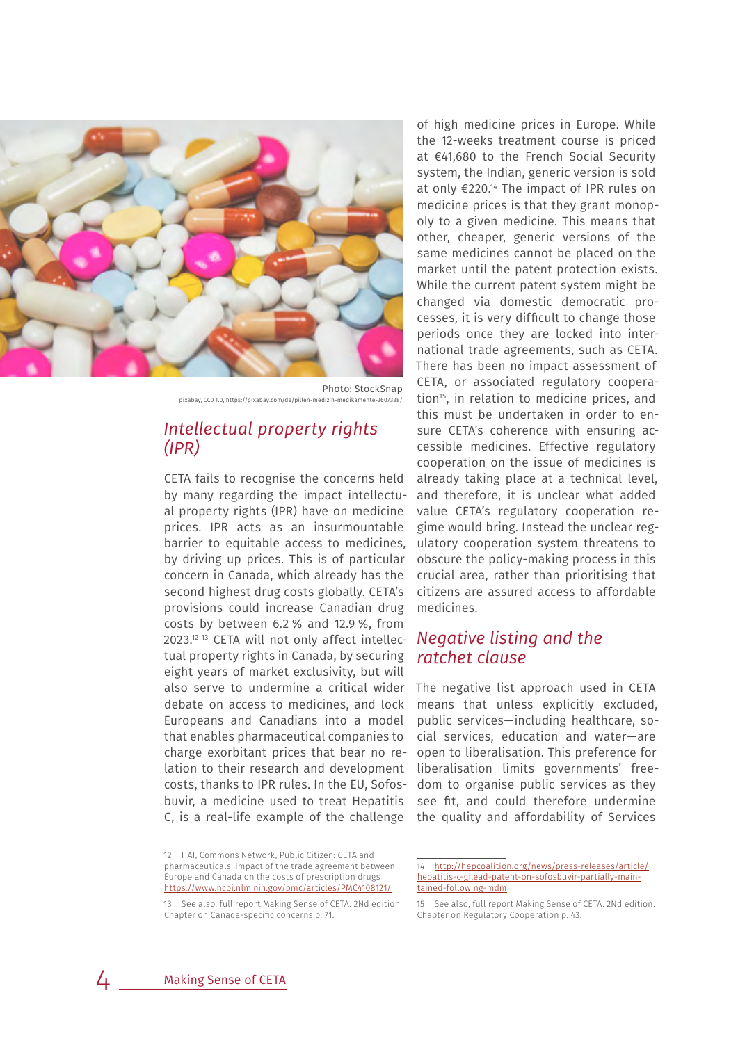Photo: StockSnap
pixabay, CC0 1.0, https://pixabay.com/de/pillen-medizin-medikamente-2607338/

## *Intellectual property rights (IPR)*

CETA fails to recognise the concerns held by many regarding the impact intellectual property rights (IPR) have on medicine prices. IPR acts as an insurmountable barrier to equitable access to medicines, by driving up prices. This is of particular concern in Canada, which already has the second highest drug costs globally. CETA's provisions could increase Canadian drug costs by between 6.2 % and 12.9 %, from 2023.[12][13] CETA will not only affect intellectual property rights in Canada, by securing eight years of market exclusivity, but will also serve to undermine a critical wider debate on access to medicines, and lock Europeans and Canadians into a model that enables pharmaceutical companies to charge exorbitant prices that bear no relation to their research and development costs, thanks to IPR rules. In the EU, Sofosbuvir, a medicine used to treat Hepatitis C, is a real-life example of the challenge of high medicine prices in Europe. While the 12-weeks treatment course is priced at €41,680 to the French Social Security system, the Indian, generic version is sold at only €220.[14] The impact of IPR rules on medicine prices is that they grant monopoly to a given medicine. This means that other, cheaper, generic versions of the same medicines cannot be placed on the market until the patent protection exists. While the current patent system might be changed via domestic democratic processes, it is very difficult to change those periods once they are locked into international trade agreements, such as CETA. There has been no impact assessment of CETA, or associated regulatory cooperation[15], in relation to medicine prices, and this must be undertaken in order to ensure CETA's coherence with ensuring accessible medicines. Effective regulatory cooperation on the issue of medicines is already taking place at a technical level, and therefore, it is unclear what added value CETA's regulatory cooperation regime would bring. Instead the unclear regulatory cooperation system threatens to obscure the policy-making process in this crucial area, rather than prioritising that citizens are assured access to affordable medicines.

## *Negative listing and the ratchet clause*

The negative list approach used in CETA means that unless explicitly excluded, public services—including healthcare, social services, education and water—are open to liberalisation. This preference for liberalisation limits governments' freedom to organise public services as they see fit, and could therefore undermine the quality and affordability of Services

---

12 HAI, Commons Network, Public Citizen: CETA and pharmaceuticals: impact of the trade agreement between Europe and Canada on the costs of prescription drugs https://www.ncbi.nlm.nih.gov/pmc/articles/PMC4108121/

13 See also, full report Making Sense of CETA. 2Nd edition. Chapter on Canada-specific concerns p. 71.

14 http://hepcoalition.org/news/press-releases/article/hepatitis-c-gilead-patent-on-sofosbuvir-partially-maintained-following-mdm

15 See also, full report Making Sense of CETA. 2Nd edition. Chapter on Regulatory Cooperation p. 43.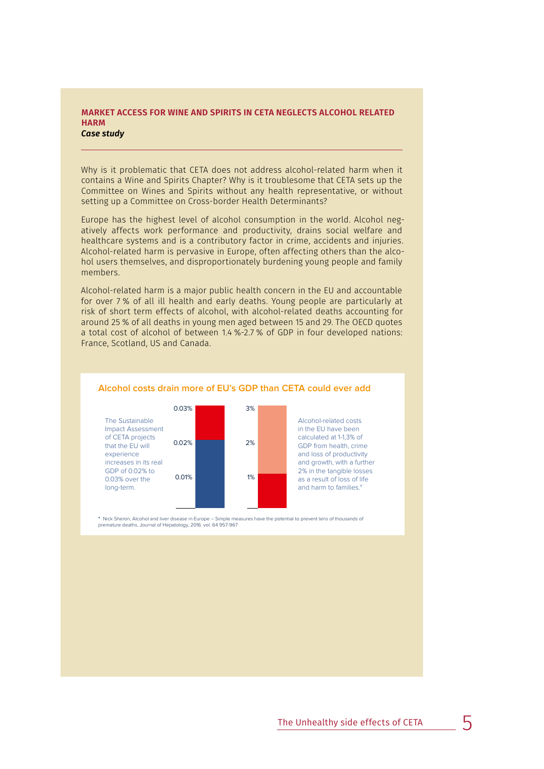## MARKET ACCESS FOR WINE AND SPIRITS IN CETA NEGLECTS ALCOHOL RELATED HARM

***Case study***

Why is it problematic that CETA does not address alcohol-related harm when it contains a Wine and Spirits Chapter? Why is it troublesome that CETA sets up the Committee on Wines and Spirits without any health representative, or without setting up a Committee on Cross-border Health Determinants?

Europe has the highest level of alcohol consumption in the world. Alcohol negatively affects work performance and productivity, drains social welfare and healthcare systems and is a contributory factor in crime, accidents and injuries. Alcohol-related harm is pervasive in Europe, often affecting others than the alcohol users themselves, and disproportionately burdening young people and family members.

Alcohol-related harm is a major public health concern in the EU and accountable for over 7 % of all ill health and early deaths. Young people are particularly at risk of short term effects of alcohol, with alcohol-related deaths accounting for around 25 % of all deaths in young men aged between 15 and 29. The OECD quotes a total cost of alcohol of between 1.4 %-2.7 % of GDP in four developed nations: France, Scotland, US and Canada.

### Alcohol costs drain more of EU's GDP than CETA could ever add

The Sustainable Impact Assessment of CETA projects that the EU will experience increases in its real GDP of 0.02% to 0.03% over the long-term.

0.03%
0.02%
0.01%

3%
2%
1%

Alcohol-related costs in the EU have been calculated at 1-1,3% of GDP from health, crime and loss of productivity and growth, with a further 2% in the tangible losses as a result of loss of life and harm to families.*

\* Nick Sheron, Alcohol and liver disease in Europe – Simple measures have the potential to prevent tens of thousands of premature deaths, Journal of Hepatology, 2016. vol. 64 957-967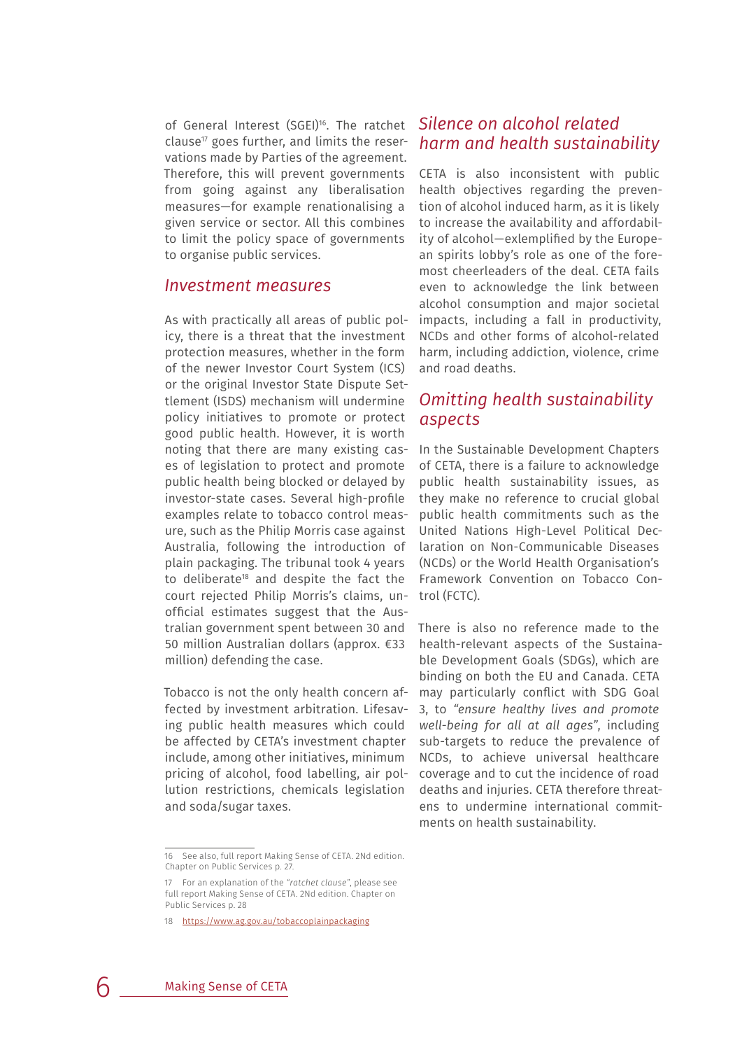of General Interest (SGEI)[16]. The ratchet clause[17] goes further, and limits the reservations made by Parties of the agreement. Therefore, this will prevent governments from going against any liberalisation measures—for example renationalising a given service or sector. All this combines to limit the policy space of governments to organise public services.

## *Investment measures*

As with practically all areas of public policy, there is a threat that the investment protection measures, whether in the form of the newer Investor Court System (ICS) or the original Investor State Dispute Settlement (ISDS) mechanism will undermine policy initiatives to promote or protect good public health. However, it is worth noting that there are many existing cases of legislation to protect and promote public health being blocked or delayed by investor-state cases. Several high-profile examples relate to tobacco control measure, such as the Philip Morris case against Australia, following the introduction of plain packaging. The tribunal took 4 years to deliberate[18] and despite the fact the court rejected Philip Morris's claims, unofficial estimates suggest that the Australian government spent between 30 and 50 million Australian dollars (approx. €33 million) defending the case.

Tobacco is not the only health concern affected by investment arbitration. Lifesaving public health measures which could be affected by CETA's investment chapter include, among other initiatives, minimum pricing of alcohol, food labelling, air pollution restrictions, chemicals legislation and soda/sugar taxes.

## *Silence on alcohol related harm and health sustainability*

CETA is also inconsistent with public health objectives regarding the prevention of alcohol induced harm, as it is likely to increase the availability and affordability of alcohol—exemplified by the European spirits lobby's role as one of the foremost cheerleaders of the deal. CETA fails even to acknowledge the link between alcohol consumption and major societal impacts, including a fall in productivity, NCDs and other forms of alcohol-related harm, including addiction, violence, crime and road deaths.

## *Omitting health sustainability aspects*

In the Sustainable Development Chapters of CETA, there is a failure to acknowledge public health sustainability issues, as they make no reference to crucial global public health commitments such as the United Nations High-Level Political Declaration on Non-Communicable Diseases (NCDs) or the World Health Organisation's Framework Convention on Tobacco Control (FCTC).

There is also no reference made to the health-relevant aspects of the Sustainable Development Goals (SDGs), which are binding on both the EU and Canada. CETA may particularly conflict with SDG Goal 3, to *"ensure healthy lives and promote well-being for all at all ages"*, including sub-targets to reduce the prevalence of NCDs, to achieve universal healthcare coverage and to cut the incidence of road deaths and injuries. CETA therefore threatens to undermine international commitments on health sustainability.

---

16 See also, full report Making Sense of CETA. 2Nd edition. Chapter on Public Services p. 27.

17 For an explanation of the *"ratchet clause"*, please see full report Making Sense of CETA. 2Nd edition. Chapter on Public Services p. 28

18 https://www.ag.gov.au/tobaccoplainpackaging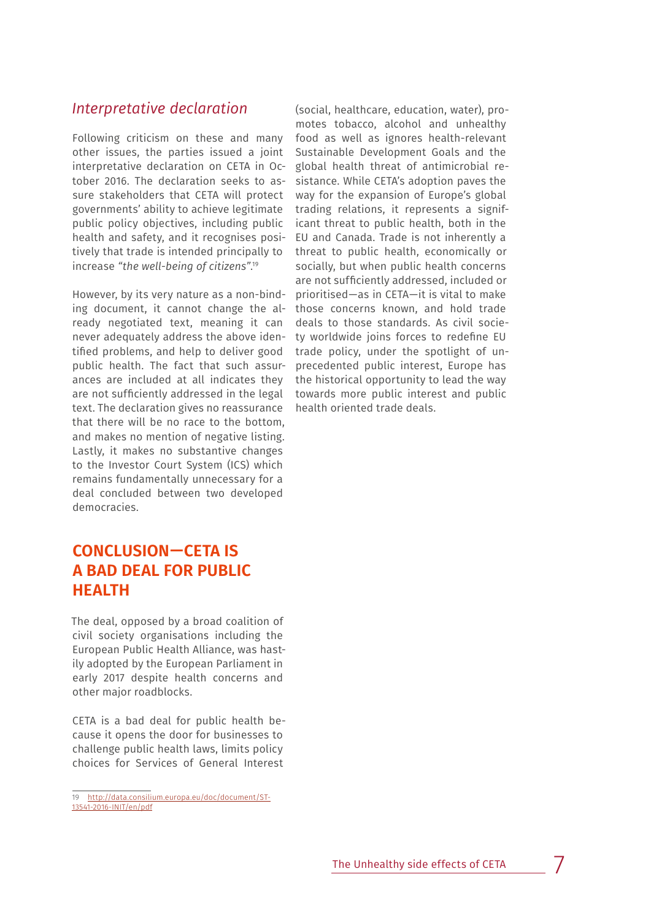### *Interpretative declaration*

Following criticism on these and many other issues, the parties issued a joint interpretative declaration on CETA in October 2016. The declaration seeks to assure stakeholders that CETA will protect governments' ability to achieve legitimate public policy objectives, including public health and safety, and it recognises positively that trade is intended principally to increase *"the well-being of citizens"*.[19]

However, by its very nature as a non-binding document, it cannot change the already negotiated text, meaning it can never adequately address the above identified problems, and help to deliver good public health. The fact that such assurances are included at all indicates they are not sufficiently addressed in the legal text. The declaration gives no reassurance that there will be no race to the bottom, and makes no mention of negative listing. Lastly, it makes no substantive changes to the Investor Court System (ICS) which remains fundamentally unnecessary for a deal concluded between two developed democracies.

## CONCLUSION—CETA IS A BAD DEAL FOR PUBLIC HEALTH

The deal, opposed by a broad coalition of civil society organisations including the European Public Health Alliance, was hastily adopted by the European Parliament in early 2017 despite health concerns and other major roadblocks.

CETA is a bad deal for public health because it opens the door for businesses to challenge public health laws, limits policy choices for Services of General Interest (social, healthcare, education, water), promotes tobacco, alcohol and unhealthy food as well as ignores health-relevant Sustainable Development Goals and the global health threat of antimicrobial resistance. While CETA's adoption paves the way for the expansion of Europe's global trading relations, it represents a significant threat to public health, both in the EU and Canada. Trade is not inherently a threat to public health, economically or socially, but when public health concerns are not sufficiently addressed, included or prioritised—as in CETA—it is vital to make those concerns known, and hold trade deals to those standards. As civil society worldwide joins forces to redefine EU trade policy, under the spotlight of unprecedented public interest, Europe has the historical opportunity to lead the way towards more public interest and public health oriented trade deals.

---

19 http://data.consilium.europa.eu/doc/document/ST-13541-2016-INIT/en/pdf